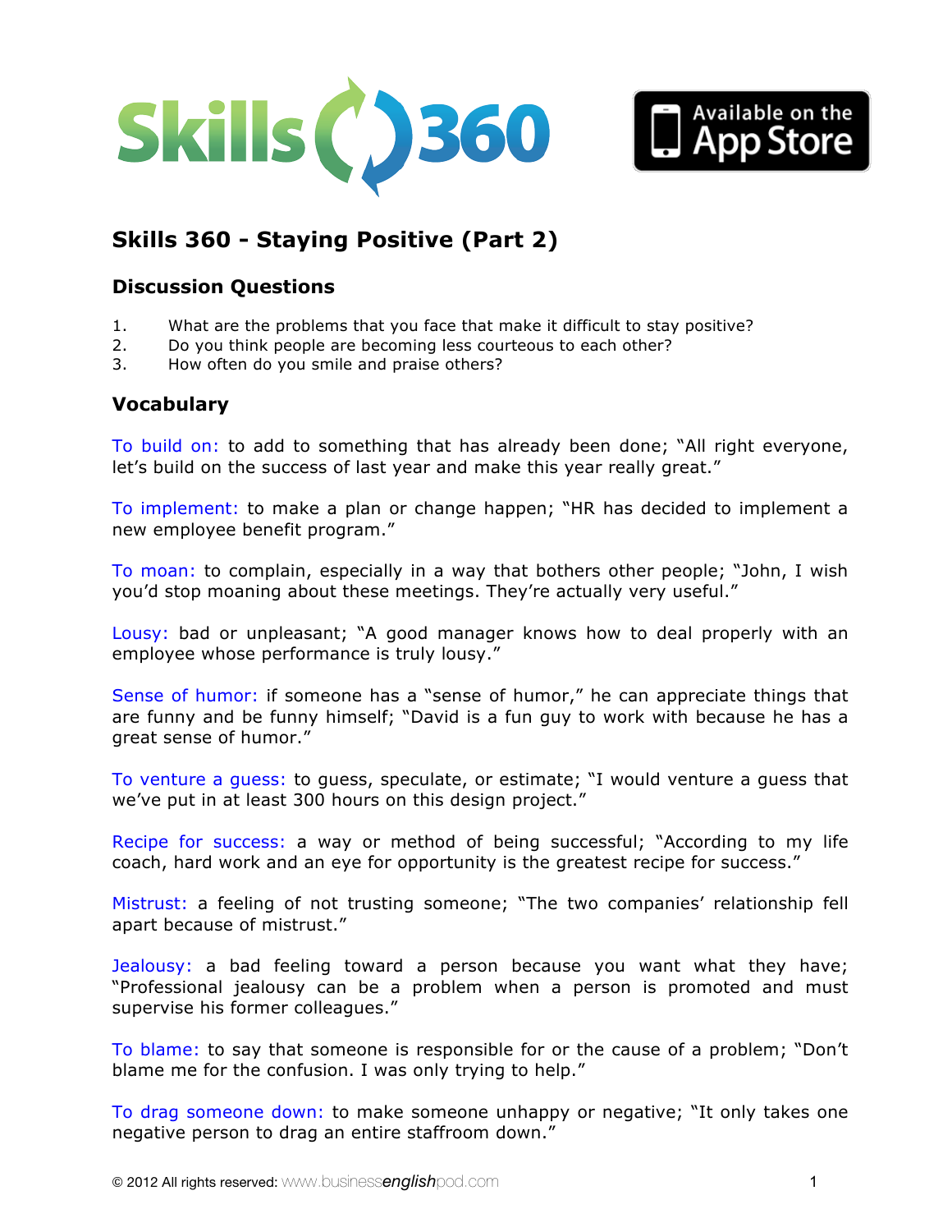# Skills 360 - Staying Positive (Part 2)

## Discussion Questions

1. What are the problems that you face that make it difficult to stay positive?
2. Do you think people are becoming less courteous to each other?
3. How often do you smile and praise others?

## Vocabulary

To build on: to add to something that has already been done; "All right everyone, let's build on the success of last year and make this year really great."

To implement: to make a plan or change happen; "HR has decided to implement a new employee benefit program."

To moan: to complain, especially in a way that bothers other people; "John, I wish you'd stop moaning about these meetings. They're actually very useful."

Lousy: bad or unpleasant; "A good manager knows how to deal properly with an employee whose performance is truly lousy."

Sense of humor: if someone has a "sense of humor," he can appreciate things that are funny and be funny himself; "David is a fun guy to work with because he has a great sense of humor."

To venture a guess: to guess, speculate, or estimate; "I would venture a guess that we've put in at least 300 hours on this design project."

Recipe for success: a way or method of being successful; "According to my life coach, hard work and an eye for opportunity is the greatest recipe for success."

Mistrust: a feeling of not trusting someone; "The two companies' relationship fell apart because of mistrust."

Jealousy: a bad feeling toward a person because you want what they have; "Professional jealousy can be a problem when a person is promoted and must supervise his former colleagues."

To blame: to say that someone is responsible for or the cause of a problem; "Don't blame me for the confusion. I was only trying to help."

To drag someone down: to make someone unhappy or negative; "It only takes one negative person to drag an entire staffroom down."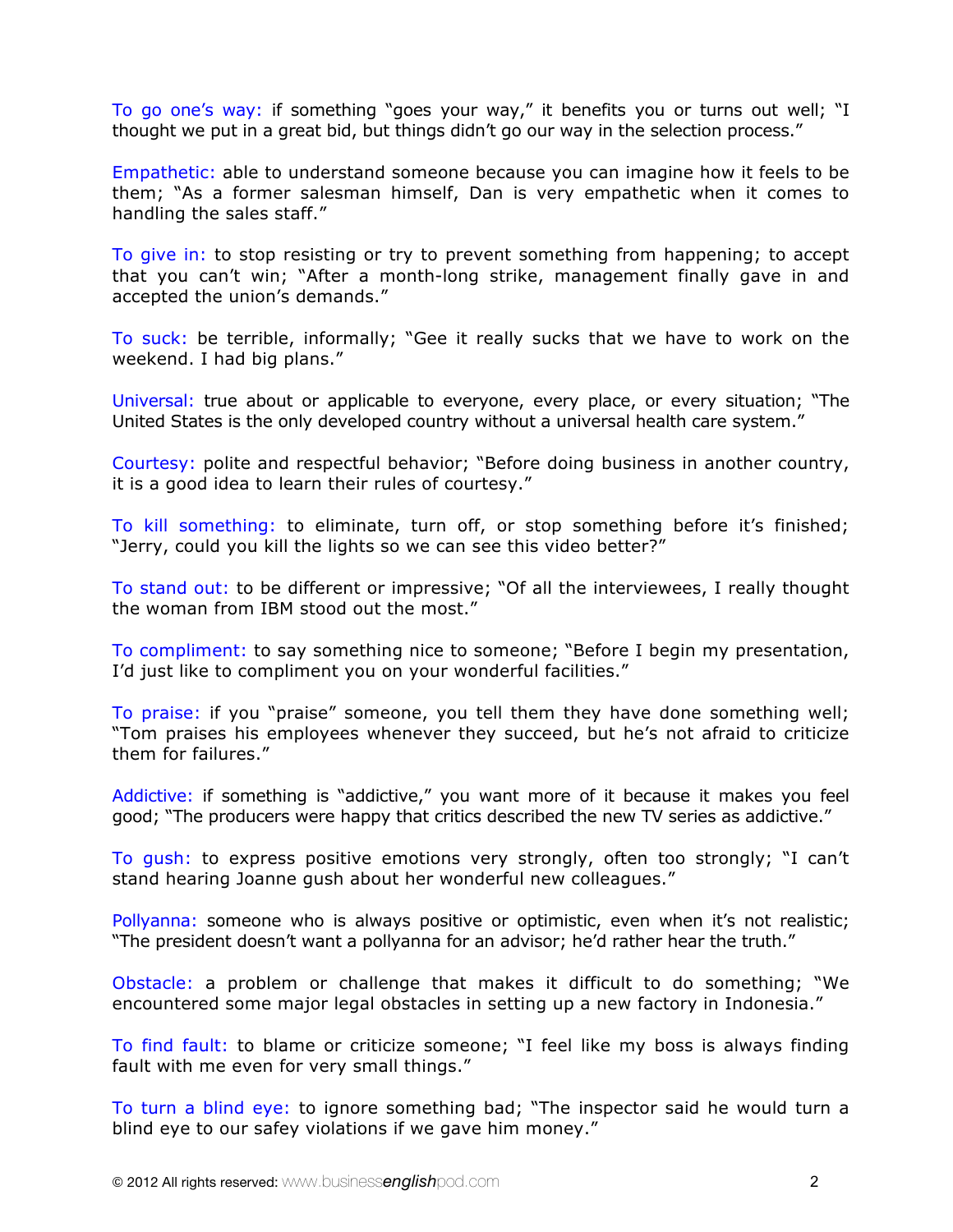To go one's way: if something "goes your way," it benefits you or turns out well; "I thought we put in a great bid, but things didn't go our way in the selection process."

Empathetic: able to understand someone because you can imagine how it feels to be them; "As a former salesman himself, Dan is very empathetic when it comes to handling the sales staff."

To give in: to stop resisting or try to prevent something from happening; to accept that you can't win; "After a month-long strike, management finally gave in and accepted the union's demands."

To suck: be terrible, informally; "Gee it really sucks that we have to work on the weekend. I had big plans."

Universal: true about or applicable to everyone, every place, or every situation; "The United States is the only developed country without a universal health care system."

Courtesy: polite and respectful behavior; "Before doing business in another country, it is a good idea to learn their rules of courtesy."

To kill something: to eliminate, turn off, or stop something before it's finished; "Jerry, could you kill the lights so we can see this video better?"

To stand out: to be different or impressive; "Of all the interviewees, I really thought the woman from IBM stood out the most."

To compliment: to say something nice to someone; "Before I begin my presentation, I'd just like to compliment you on your wonderful facilities."

To praise: if you "praise" someone, you tell them they have done something well; "Tom praises his employees whenever they succeed, but he's not afraid to criticize them for failures."

Addictive: if something is "addictive," you want more of it because it makes you feel good; "The producers were happy that critics described the new TV series as addictive."

To gush: to express positive emotions very strongly, often too strongly; "I can't stand hearing Joanne gush about her wonderful new colleagues."

Pollyanna: someone who is always positive or optimistic, even when it's not realistic; "The president doesn't want a pollyanna for an advisor; he'd rather hear the truth."

Obstacle: a problem or challenge that makes it difficult to do something; "We encountered some major legal obstacles in setting up a new factory in Indonesia."

To find fault: to blame or criticize someone; "I feel like my boss is always finding fault with me even for very small things."

To turn a blind eye: to ignore something bad; "The inspector said he would turn a blind eye to our safey violations if we gave him money."

© 2012 All rights reserved: www.businessenglishpod.com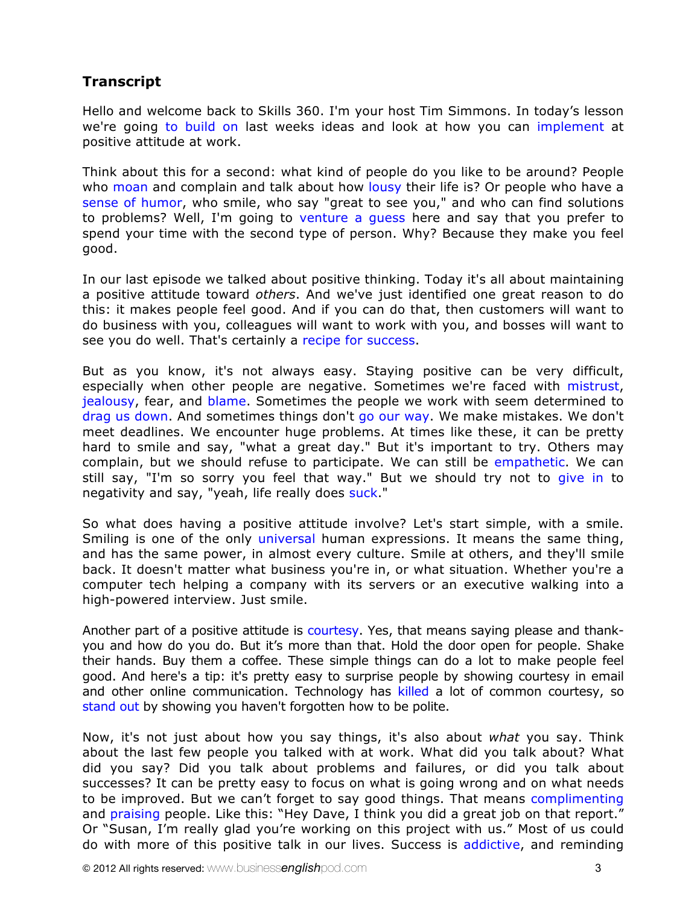## Transcript

Hello and welcome back to Skills 360. I'm your host Tim Simmons. In today's lesson we're going to build on last weeks ideas and look at how you can implement at positive attitude at work.

Think about this for a second: what kind of people do you like to be around? People who moan and complain and talk about how lousy their life is? Or people who have a sense of humor, who smile, who say "great to see you," and who can find solutions to problems? Well, I'm going to venture a guess here and say that you prefer to spend your time with the second type of person. Why? Because they make you feel good.

In our last episode we talked about positive thinking. Today it's all about maintaining a positive attitude toward *others*. And we've just identified one great reason to do this: it makes people feel good. And if you can do that, then customers will want to do business with you, colleagues will want to work with you, and bosses will want to see you do well. That's certainly a recipe for success.

But as you know, it's not always easy. Staying positive can be very difficult, especially when other people are negative. Sometimes we're faced with mistrust, jealousy, fear, and blame. Sometimes the people we work with seem determined to drag us down. And sometimes things don't go our way. We make mistakes. We don't meet deadlines. We encounter huge problems. At times like these, it can be pretty hard to smile and say, "what a great day." But it's important to try. Others may complain, but we should refuse to participate. We can still be empathetic. We can still say, "I'm so sorry you feel that way." But we should try not to give in to negativity and say, "yeah, life really does suck."

So what does having a positive attitude involve? Let's start simple, with a smile. Smiling is one of the only universal human expressions. It means the same thing, and has the same power, in almost every culture. Smile at others, and they'll smile back. It doesn't matter what business you're in, or what situation. Whether you're a computer tech helping a company with its servers or an executive walking into a high-powered interview. Just smile.

Another part of a positive attitude is courtesy. Yes, that means saying please and thank-you and how do you do. But it's more than that. Hold the door open for people. Shake their hands. Buy them a coffee. These simple things can do a lot to make people feel good. And here's a tip: it's pretty easy to surprise people by showing courtesy in email and other online communication. Technology has killed a lot of common courtesy, so stand out by showing you haven't forgotten how to be polite.

Now, it's not just about how you say things, it's also about *what* you say. Think about the last few people you talked with at work. What did you talk about? What did you say? Did you talk about problems and failures, or did you talk about successes? It can be pretty easy to focus on what is going wrong and on what needs to be improved. But we can't forget to say good things. That means complimenting and praising people. Like this: "Hey Dave, I think you did a great job on that report." Or "Susan, I'm really glad you're working on this project with us." Most of us could do with more of this positive talk in our lives. Success is addictive, and reminding

© 2012 All rights reserved: www.businessenglishpod.com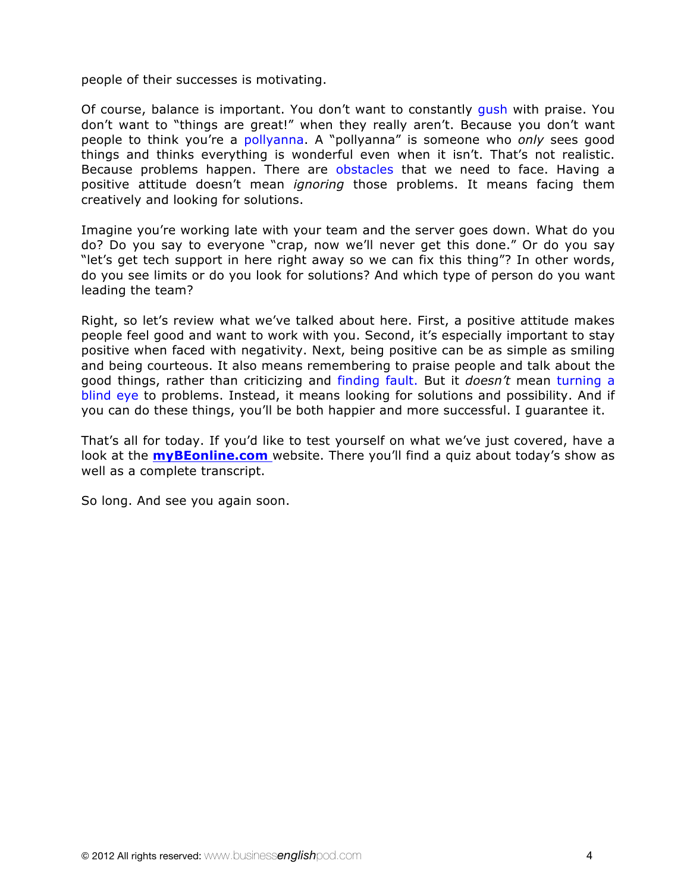people of their successes is motivating.

Of course, balance is important. You don't want to constantly gush with praise. You don't want to "things are great!" when they really aren't. Because you don't want people to think you're a pollyanna. A "pollyanna" is someone who *only* sees good things and thinks everything is wonderful even when it isn't. That's not realistic. Because problems happen. There are obstacles that we need to face. Having a positive attitude doesn't mean *ignoring* those problems. It means facing them creatively and looking for solutions.

Imagine you're working late with your team and the server goes down. What do you do? Do you say to everyone "crap, now we'll never get this done." Or do you say "let's get tech support in here right away so we can fix this thing"? In other words, do you see limits or do you look for solutions? And which type of person do you want leading the team?

Right, so let's review what we've talked about here. First, a positive attitude makes people feel good and want to work with you. Second, it's especially important to stay positive when faced with negativity. Next, being positive can be as simple as smiling and being courteous. It also means remembering to praise people and talk about the good things, rather than criticizing and finding fault. But it *doesn't* mean turning a blind eye to problems. Instead, it means looking for solutions and possibility. And if you can do these things, you'll be both happier and more successful. I guarantee it.

That's all for today. If you'd like to test yourself on what we've just covered, have a look at the **myBEonline.com** website. There you'll find a quiz about today's show as well as a complete transcript.

So long. And see you again soon.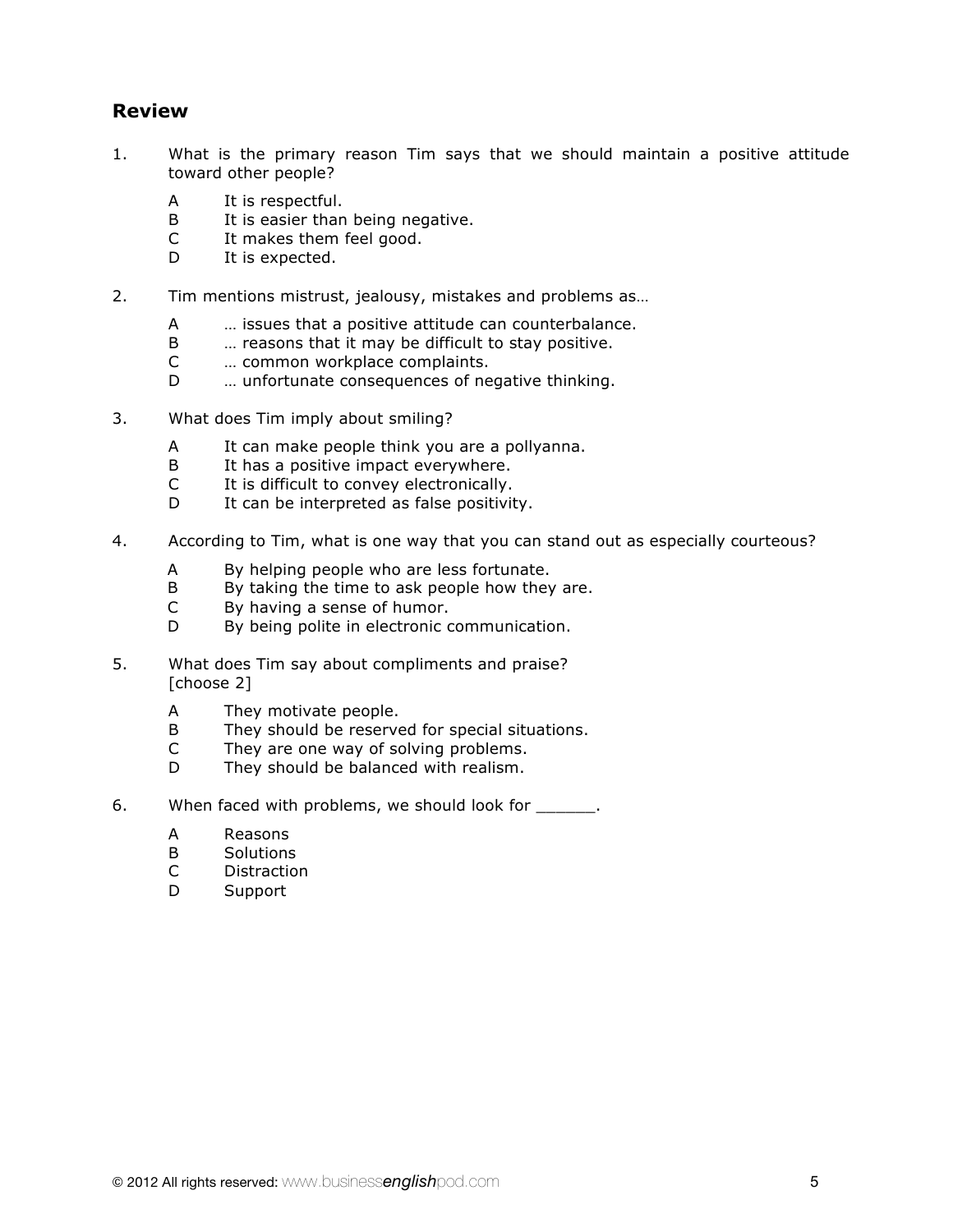## Review

1. What is the primary reason Tim says that we should maintain a positive attitude toward other people?

   A It is respectful.
   B It is easier than being negative.
   C It makes them feel good.
   D It is expected.

2. Tim mentions mistrust, jealousy, mistakes and problems as…

   A … issues that a positive attitude can counterbalance.
   B … reasons that it may be difficult to stay positive.
   C … common workplace complaints.
   D … unfortunate consequences of negative thinking.

3. What does Tim imply about smiling?

   A It can make people think you are a pollyanna.
   B It has a positive impact everywhere.
   C It is difficult to convey electronically.
   D It can be interpreted as false positivity.

4. According to Tim, what is one way that you can stand out as especially courteous?

   A By helping people who are less fortunate.
   B By taking the time to ask people how they are.
   C By having a sense of humor.
   D By being polite in electronic communication.

5. What does Tim say about compliments and praise?
   [choose 2]

   A They motivate people.
   B They should be reserved for special situations.
   C They are one way of solving problems.
   D They should be balanced with realism.

6. When faced with problems, we should look for ______.

   A Reasons
   B Solutions
   C Distraction
   D Support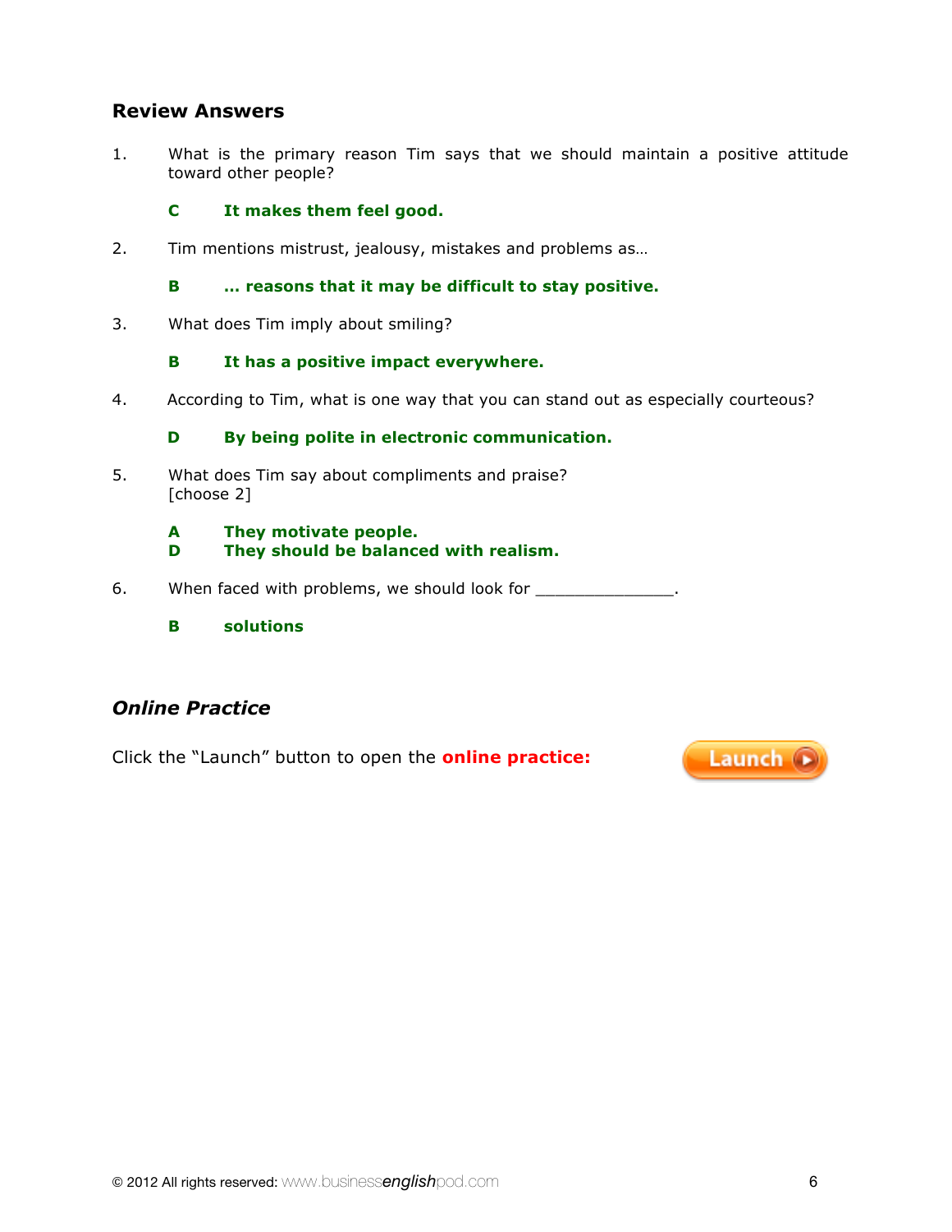## Review Answers

1. What is the primary reason Tim says that we should maintain a positive attitude toward other people?

   **C It makes them feel good.**

2. Tim mentions mistrust, jealousy, mistakes and problems as…

   **B … reasons that it may be difficult to stay positive.**

3. What does Tim imply about smiling?

   **B It has a positive impact everywhere.**

4. According to Tim, what is one way that you can stand out as especially courteous?

   **D By being polite in electronic communication.**

5. What does Tim say about compliments and praise?
   [choose 2]

   **A They motivate people.**
   **D They should be balanced with realism.**

6. When faced with problems, we should look for ______________.

   **B solutions**

### *Online Practice*

Click the "Launch" button to open the **online practice:** Launch

© 2012 All rights reserved: www.businessenglishpod.com